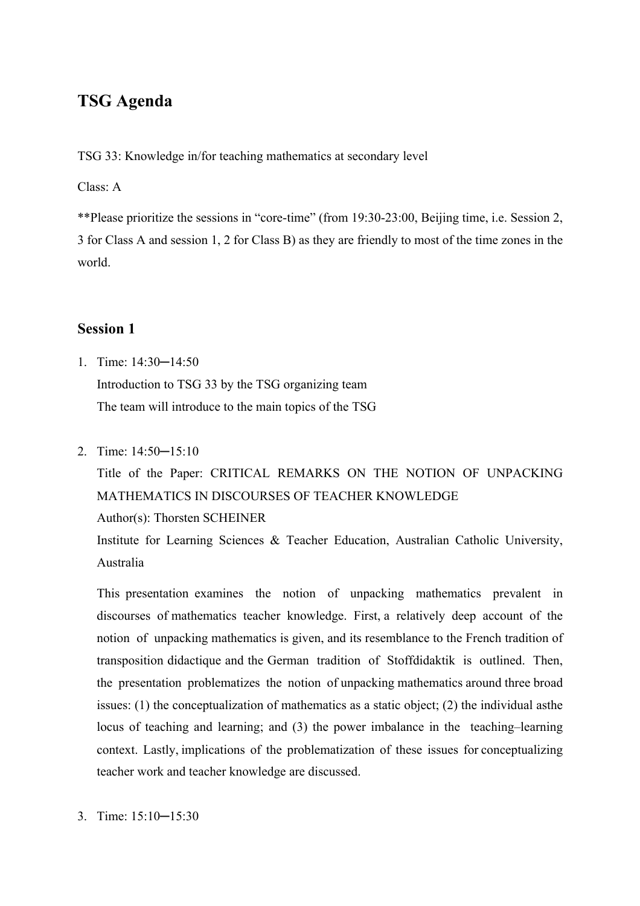# TSG Agenda

TSG 33: Knowledge in/for teaching mathematics at secondary level

Class: A

**Please prioritize the sessions in "core-time" (from 19:30-23:00, Beijing time, i.e. Session 2, 3 for Class A and session 1, 2 for Class B) as they are friendly to most of the time zones in the world.

## Session 1

1. Time: 14:30─14:50

   Introduction to TSG 33 by the TSG organizing team

   The team will introduce to the main topics of the TSG

2. Time: 14:50─15:10

   Title of the Paper: CRITICAL REMARKS ON THE NOTION OF UNPACKING MATHEMATICS IN DISCOURSES OF TEACHER KNOWLEDGE

   Author(s): Thorsten SCHEINER

   Institute for Learning Sciences & Teacher Education, Australian Catholic University, Australia

   This presentation examines the notion of unpacking mathematics prevalent in discourses of mathematics teacher knowledge. First, a relatively deep account of the notion of unpacking mathematics is given, and its resemblance to the French tradition of transposition didactique and the German tradition of Stoffdidaktik is outlined. Then, the presentation problematizes the notion of unpacking mathematics around three broad issues: (1) the conceptualization of mathematics as a static object; (2) the individual asthe locus of teaching and learning; and (3) the power imbalance in the teaching–learning context. Lastly, implications of the problematization of these issues for conceptualizing teacher work and teacher knowledge are discussed.

3. Time: 15:10─15:30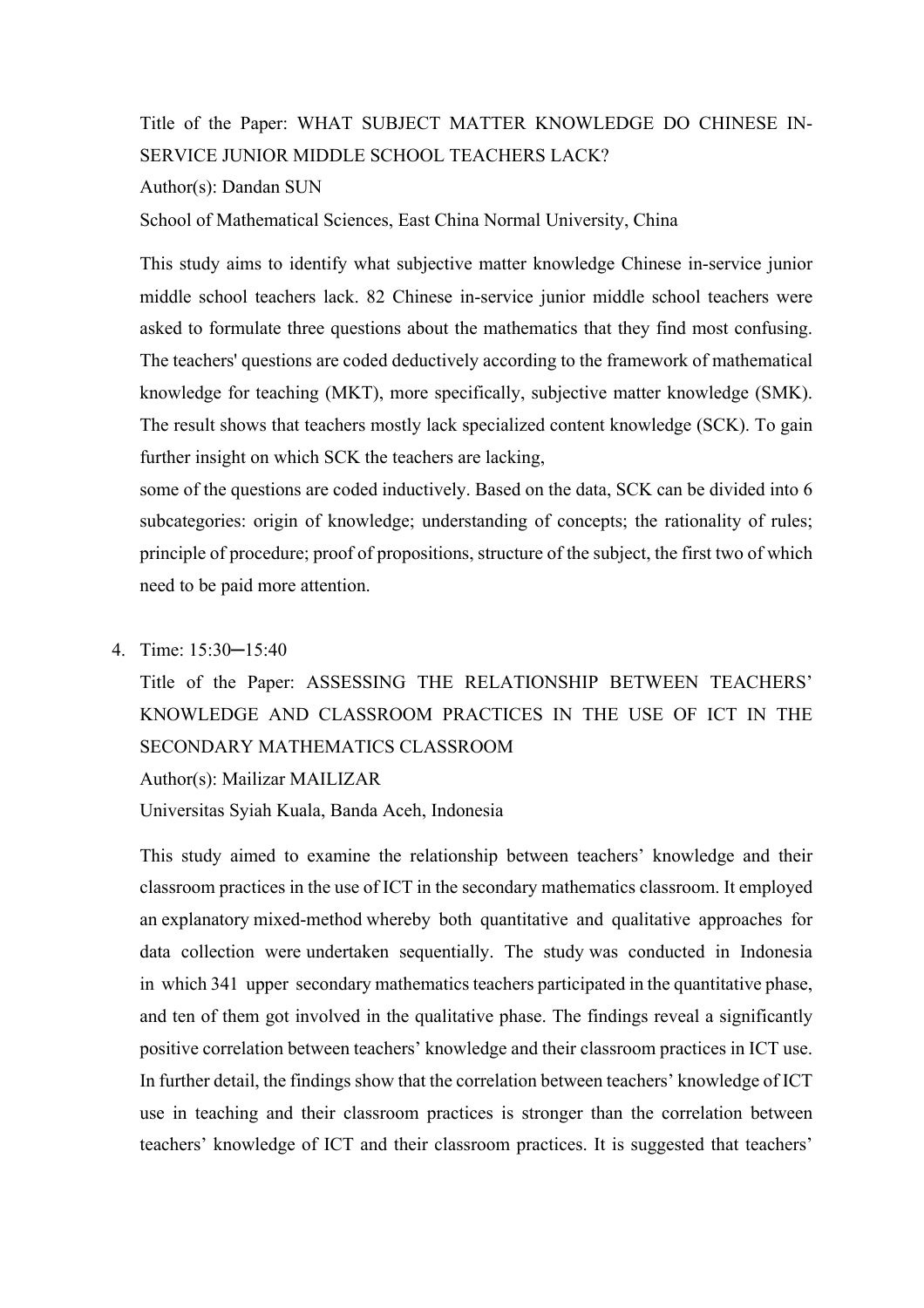Title of the Paper: WHAT SUBJECT MATTER KNOWLEDGE DO CHINESE IN-SERVICE JUNIOR MIDDLE SCHOOL TEACHERS LACK?

Author(s): Dandan SUN

School of Mathematical Sciences, East China Normal University, China

This study aims to identify what subjective matter knowledge Chinese in-service junior middle school teachers lack. 82 Chinese in-service junior middle school teachers were asked to formulate three questions about the mathematics that they find most confusing. The teachers' questions are coded deductively according to the framework of mathematical knowledge for teaching (MKT), more specifically, subjective matter knowledge (SMK). The result shows that teachers mostly lack specialized content knowledge (SCK). To gain further insight on which SCK the teachers are lacking,
some of the questions are coded inductively. Based on the data, SCK can be divided into 6 subcategories: origin of knowledge; understanding of concepts; the rationality of rules; principle of procedure; proof of propositions, structure of the subject, the first two of which need to be paid more attention.

4. Time: 15:30─15:40

   Title of the Paper: ASSESSING THE RELATIONSHIP BETWEEN TEACHERS' KNOWLEDGE AND CLASSROOM PRACTICES IN THE USE OF ICT IN THE SECONDARY MATHEMATICS CLASSROOM

   Author(s): Mailizar MAILIZAR

   Universitas Syiah Kuala, Banda Aceh, Indonesia

   This study aimed to examine the relationship between teachers' knowledge and their classroom practices in the use of ICT in the secondary mathematics classroom. It employed an explanatory mixed-method whereby both quantitative and qualitative approaches for data collection were undertaken sequentially. The study was conducted in Indonesia in which 341 upper secondary mathematics teachers participated in the quantitative phase, and ten of them got involved in the qualitative phase. The findings reveal a significantly positive correlation between teachers' knowledge and their classroom practices in ICT use. In further detail, the findings show that the correlation between teachers' knowledge of ICT use in teaching and their classroom practices is stronger than the correlation between teachers' knowledge of ICT and their classroom practices. It is suggested that teachers'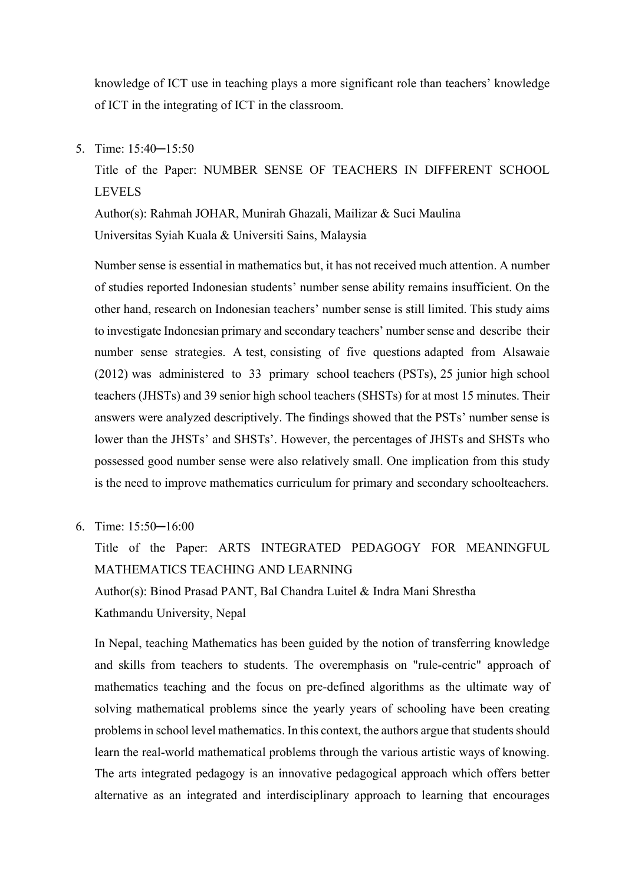knowledge of ICT use in teaching plays a more significant role than teachers' knowledge of ICT in the integrating of ICT in the classroom.

5. Time: 15:40─15:50

   Title of the Paper: NUMBER SENSE OF TEACHERS IN DIFFERENT SCHOOL LEVELS

   Author(s): Rahmah JOHAR, Munirah Ghazali, Mailizar & Suci Maulina

   Universitas Syiah Kuala & Universiti Sains, Malaysia

   Number sense is essential in mathematics but, it has not received much attention. A number of studies reported Indonesian students' number sense ability remains insufficient. On the other hand, research on Indonesian teachers' number sense is still limited. This study aims to investigate Indonesian primary and secondary teachers' number sense and describe their number sense strategies. A test, consisting of five questions adapted from Alsawaie (2012) was administered to 33 primary school teachers (PSTs), 25 junior high school teachers (JHSTs) and 39 senior high school teachers (SHSTs) for at most 15 minutes. Their answers were analyzed descriptively. The findings showed that the PSTs' number sense is lower than the JHSTs' and SHSTs'. However, the percentages of JHSTs and SHSTs who possessed good number sense were also relatively small. One implication from this study is the need to improve mathematics curriculum for primary and secondary schoolteachers.

6. Time: 15:50─16:00

   Title of the Paper: ARTS INTEGRATED PEDAGOGY FOR MEANINGFUL MATHEMATICS TEACHING AND LEARNING

   Author(s): Binod Prasad PANT, Bal Chandra Luitel & Indra Mani Shrestha

   Kathmandu University, Nepal

   In Nepal, teaching Mathematics has been guided by the notion of transferring knowledge and skills from teachers to students. The overemphasis on "rule-centric" approach of mathematics teaching and the focus on pre-defined algorithms as the ultimate way of solving mathematical problems since the yearly years of schooling have been creating problems in school level mathematics. In this context, the authors argue that students should learn the real-world mathematical problems through the various artistic ways of knowing. The arts integrated pedagogy is an innovative pedagogical approach which offers better alternative as an integrated and interdisciplinary approach to learning that encourages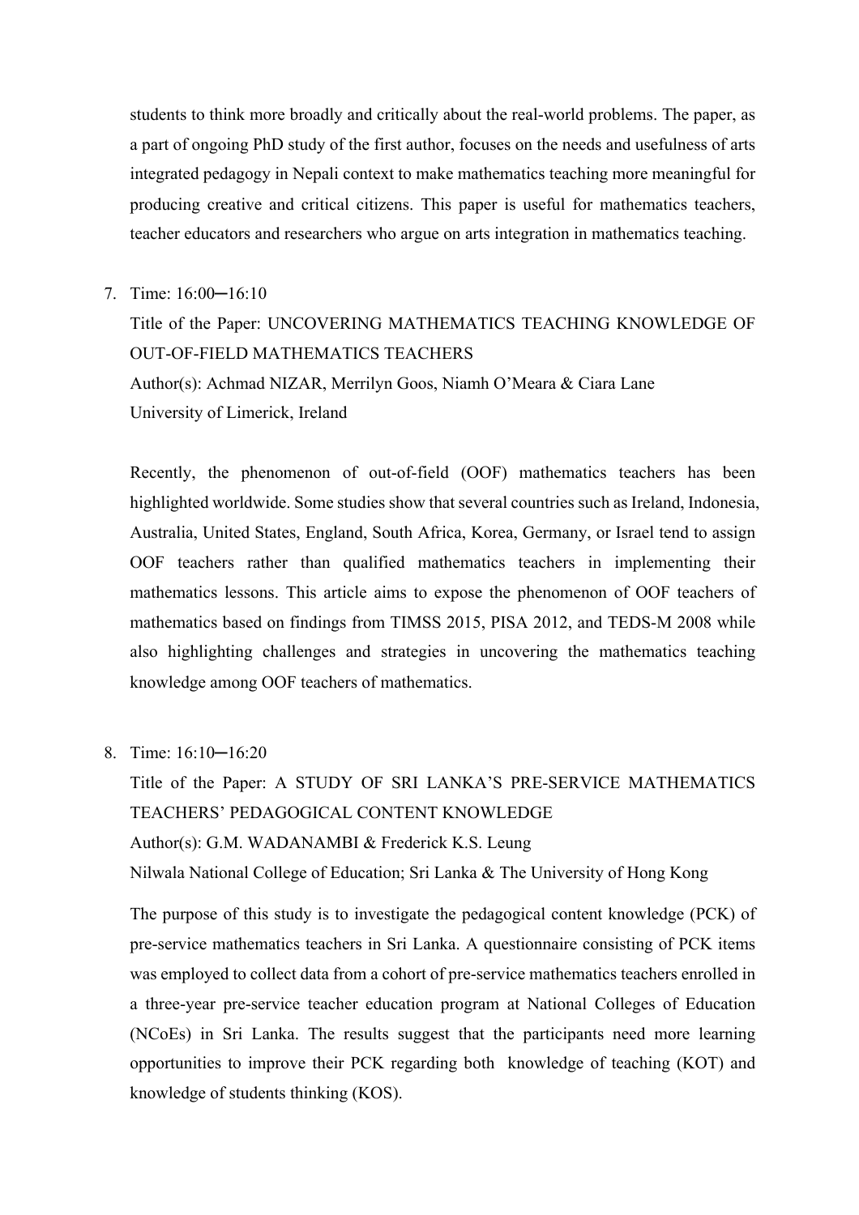students to think more broadly and critically about the real-world problems. The paper, as a part of ongoing PhD study of the first author, focuses on the needs and usefulness of arts integrated pedagogy in Nepali context to make mathematics teaching more meaningful for producing creative and critical citizens. This paper is useful for mathematics teachers, teacher educators and researchers who argue on arts integration in mathematics teaching.

7. Time: 16:00─16:10

   Title of the Paper: UNCOVERING MATHEMATICS TEACHING KNOWLEDGE OF OUT-OF-FIELD MATHEMATICS TEACHERS

   Author(s): Achmad NIZAR, Merrilyn Goos, Niamh O'Meara & Ciara Lane

   University of Limerick, Ireland

   Recently, the phenomenon of out-of-field (OOF) mathematics teachers has been highlighted worldwide. Some studies show that several countries such as Ireland, Indonesia, Australia, United States, England, South Africa, Korea, Germany, or Israel tend to assign OOF teachers rather than qualified mathematics teachers in implementing their mathematics lessons. This article aims to expose the phenomenon of OOF teachers of mathematics based on findings from TIMSS 2015, PISA 2012, and TEDS-M 2008 while also highlighting challenges and strategies in uncovering the mathematics teaching knowledge among OOF teachers of mathematics.

8. Time: 16:10─16:20

   Title of the Paper: A STUDY OF SRI LANKA'S PRE-SERVICE MATHEMATICS TEACHERS' PEDAGOGICAL CONTENT KNOWLEDGE

   Author(s): G.M. WADANAMBI & Frederick K.S. Leung

   Nilwala National College of Education; Sri Lanka & The University of Hong Kong

   The purpose of this study is to investigate the pedagogical content knowledge (PCK) of pre-service mathematics teachers in Sri Lanka. A questionnaire consisting of PCK items was employed to collect data from a cohort of pre-service mathematics teachers enrolled in a three-year pre-service teacher education program at National Colleges of Education (NCoEs) in Sri Lanka. The results suggest that the participants need more learning opportunities to improve their PCK regarding both knowledge of teaching (KOT) and knowledge of students thinking (KOS).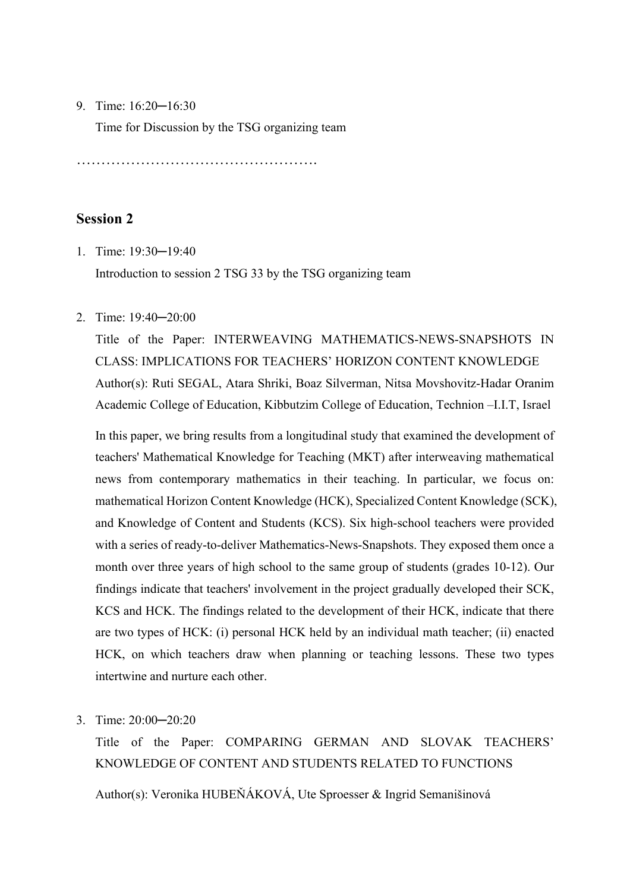9. Time: 16:20─16:30

   Time for Discussion by the TSG organizing team

………………………………………….

## Session 2

1. Time: 19:30─19:40

   Introduction to session 2 TSG 33 by the TSG organizing team

2. Time: 19:40─20:00

   Title of the Paper: INTERWEAVING MATHEMATICS-NEWS-SNAPSHOTS IN CLASS: IMPLICATIONS FOR TEACHERS' HORIZON CONTENT KNOWLEDGE

   Author(s): Ruti SEGAL, Atara Shriki, Boaz Silverman, Nitsa Movshovitz-Hadar Oranim Academic College of Education, Kibbutzim College of Education, Technion –I.I.T, Israel

   In this paper, we bring results from a longitudinal study that examined the development of teachers' Mathematical Knowledge for Teaching (MKT) after interweaving mathematical news from contemporary mathematics in their teaching. In particular, we focus on: mathematical Horizon Content Knowledge (HCK), Specialized Content Knowledge (SCK), and Knowledge of Content and Students (KCS). Six high-school teachers were provided with a series of ready-to-deliver Mathematics-News-Snapshots. They exposed them once a month over three years of high school to the same group of students (grades 10-12). Our findings indicate that teachers' involvement in the project gradually developed their SCK, KCS and HCK. The findings related to the development of their HCK, indicate that there are two types of HCK: (i) personal HCK held by an individual math teacher; (ii) enacted HCK, on which teachers draw when planning or teaching lessons. These two types intertwine and nurture each other.

3. Time: 20:00─20:20

   Title of the Paper: COMPARING GERMAN AND SLOVAK TEACHERS' KNOWLEDGE OF CONTENT AND STUDENTS RELATED TO FUNCTIONS

   Author(s): Veronika HUBEŇÁKOVÁ, Ute Sproesser & Ingrid Semanišinová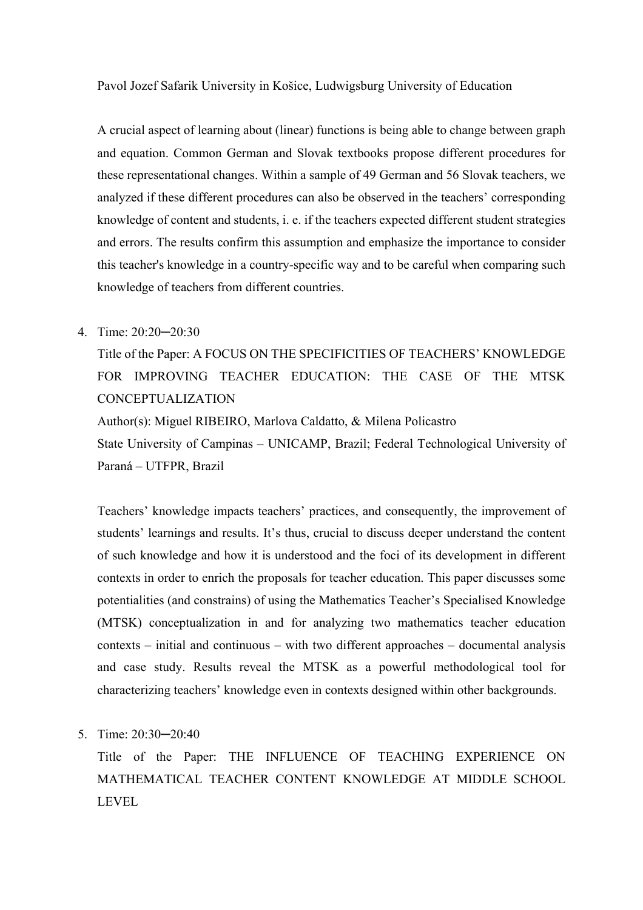Pavol Jozef Safarik University in Košice, Ludwigsburg University of Education

A crucial aspect of learning about (linear) functions is being able to change between graph and equation. Common German and Slovak textbooks propose different procedures for these representational changes. Within a sample of 49 German and 56 Slovak teachers, we analyzed if these different procedures can also be observed in the teachers' corresponding knowledge of content and students, i. e. if the teachers expected different student strategies and errors. The results confirm this assumption and emphasize the importance to consider this teacher's knowledge in a country-specific way and to be careful when comparing such knowledge of teachers from different countries.

4. Time: 20:20─20:30

   Title of the Paper: A FOCUS ON THE SPECIFICITIES OF TEACHERS' KNOWLEDGE FOR IMPROVING TEACHER EDUCATION: THE CASE OF THE MTSK CONCEPTUALIZATION

   Author(s): Miguel RIBEIRO, Marlova Caldatto, & Milena Policastro

   State University of Campinas – UNICAMP, Brazil; Federal Technological University of Paraná – UTFPR, Brazil

   Teachers' knowledge impacts teachers' practices, and consequently, the improvement of students' learnings and results. It's thus, crucial to discuss deeper understand the content of such knowledge and how it is understood and the foci of its development in different contexts in order to enrich the proposals for teacher education. This paper discusses some potentialities (and constrains) of using the Mathematics Teacher's Specialised Knowledge (MTSK) conceptualization in and for analyzing two mathematics teacher education contexts – initial and continuous – with two different approaches – documental analysis and case study. Results reveal the MTSK as a powerful methodological tool for characterizing teachers' knowledge even in contexts designed within other backgrounds.

5. Time: 20:30─20:40

   Title of the Paper: THE INFLUENCE OF TEACHING EXPERIENCE ON MATHEMATICAL TEACHER CONTENT KNOWLEDGE AT MIDDLE SCHOOL LEVEL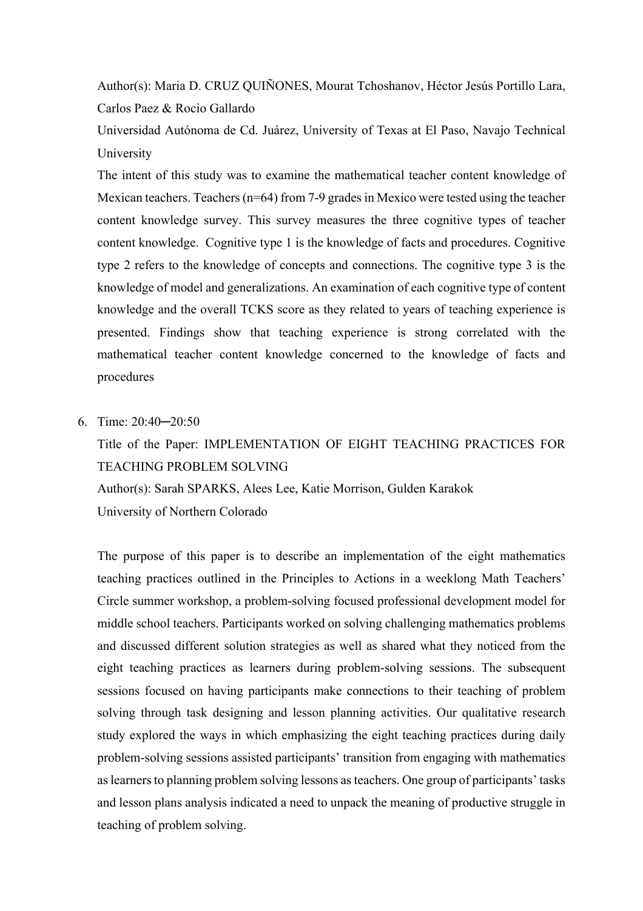Author(s): Maria D. CRUZ QUIÑONES, Mourat Tchoshanov, Héctor Jesús Portillo Lara, Carlos Paez & Rocio Gallardo

Universidad Autónoma de Cd. Juárez, University of Texas at El Paso, Navajo Technical University

The intent of this study was to examine the mathematical teacher content knowledge of Mexican teachers. Teachers (n=64) from 7-9 grades in Mexico were tested using the teacher content knowledge survey. This survey measures the three cognitive types of teacher content knowledge. Cognitive type 1 is the knowledge of facts and procedures. Cognitive type 2 refers to the knowledge of concepts and connections. The cognitive type 3 is the knowledge of model and generalizations. An examination of each cognitive type of content knowledge and the overall TCKS score as they related to years of teaching experience is presented. Findings show that teaching experience is strong correlated with the mathematical teacher content knowledge concerned to the knowledge of facts and procedures

6. Time: 20:40─20:50

   Title of the Paper: IMPLEMENTATION OF EIGHT TEACHING PRACTICES FOR TEACHING PROBLEM SOLVING

   Author(s): Sarah SPARKS, Alees Lee, Katie Morrison, Gulden Karakok

   University of Northern Colorado

   The purpose of this paper is to describe an implementation of the eight mathematics teaching practices outlined in the Principles to Actions in a weeklong Math Teachers' Circle summer workshop, a problem-solving focused professional development model for middle school teachers. Participants worked on solving challenging mathematics problems and discussed different solution strategies as well as shared what they noticed from the eight teaching practices as learners during problem-solving sessions. The subsequent sessions focused on having participants make connections to their teaching of problem solving through task designing and lesson planning activities. Our qualitative research study explored the ways in which emphasizing the eight teaching practices during daily problem-solving sessions assisted participants' transition from engaging with mathematics as learners to planning problem solving lessons as teachers. One group of participants' tasks and lesson plans analysis indicated a need to unpack the meaning of productive struggle in teaching of problem solving.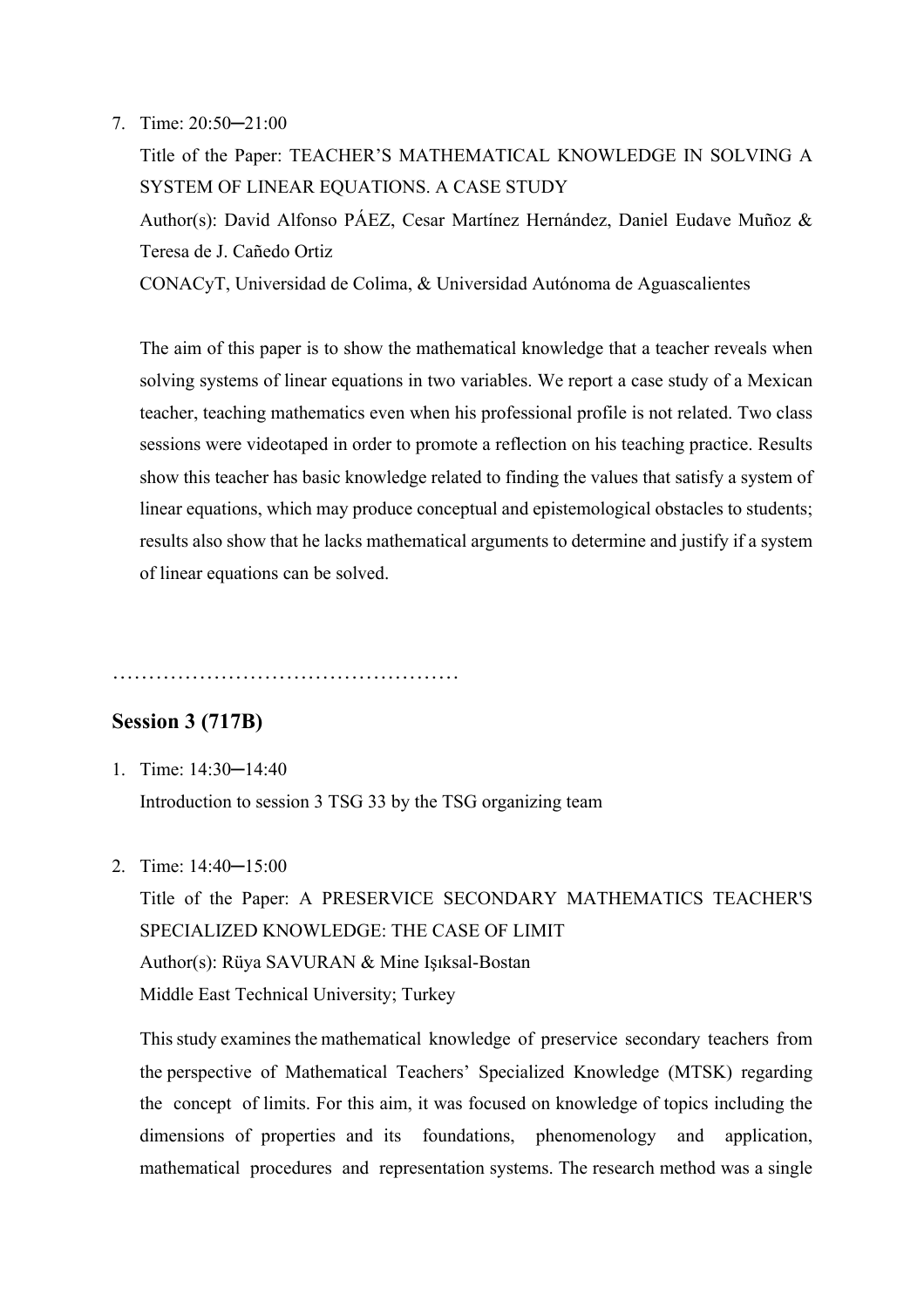7. Time: 20:50─21:00

   Title of the Paper: TEACHER'S MATHEMATICAL KNOWLEDGE IN SOLVING A SYSTEM OF LINEAR EQUATIONS. A CASE STUDY

   Author(s): David Alfonso PÁEZ, Cesar Martínez Hernández, Daniel Eudave Muñoz & Teresa de J. Cañedo Ortiz

   CONACyT, Universidad de Colima, & Universidad Autónoma de Aguascalientes

   The aim of this paper is to show the mathematical knowledge that a teacher reveals when solving systems of linear equations in two variables. We report a case study of a Mexican teacher, teaching mathematics even when his professional profile is not related. Two class sessions were videotaped in order to promote a reflection on his teaching practice. Results show this teacher has basic knowledge related to finding the values that satisfy a system of linear equations, which may produce conceptual and epistemological obstacles to students; results also show that he lacks mathematical arguments to determine and justify if a system of linear equations can be solved.

…………………………………………

## Session 3 (717B)

1. Time: 14:30─14:40

   Introduction to session 3 TSG 33 by the TSG organizing team

2. Time: 14:40─15:00

   Title of the Paper: A PRESERVICE SECONDARY MATHEMATICS TEACHER'S SPECIALIZED KNOWLEDGE: THE CASE OF LIMIT

   Author(s): Rüya SAVURAN & Mine Işıksal-Bostan

   Middle East Technical University; Turkey

   This study examines the mathematical knowledge of preservice secondary teachers from the perspective of Mathematical Teachers' Specialized Knowledge (MTSK) regarding the concept of limits. For this aim, it was focused on knowledge of topics including the dimensions of properties and its foundations, phenomenology and application, mathematical procedures and representation systems. The research method was a single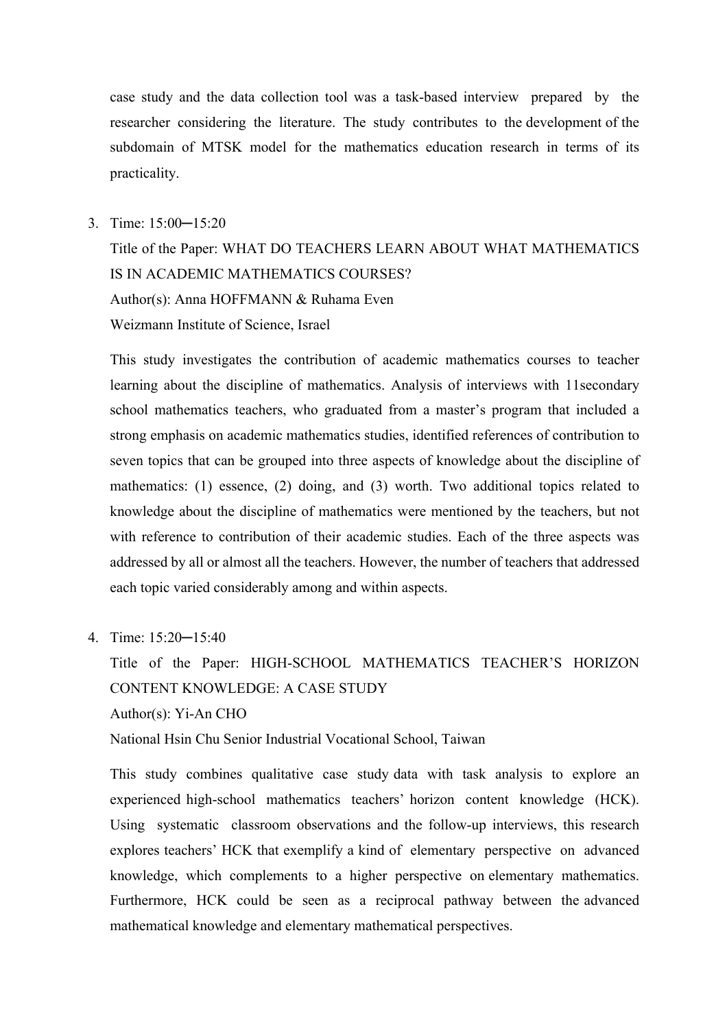case study and the data collection tool was a task-based interview prepared by the researcher considering the literature. The study contributes to the development of the subdomain of MTSK model for the mathematics education research in terms of its practicality.

3. Time: 15:00─15:20

   Title of the Paper: WHAT DO TEACHERS LEARN ABOUT WHAT MATHEMATICS IS IN ACADEMIC MATHEMATICS COURSES?

   Author(s): Anna HOFFMANN & Ruhama Even

   Weizmann Institute of Science, Israel

   This study investigates the contribution of academic mathematics courses to teacher learning about the discipline of mathematics. Analysis of interviews with 11secondary school mathematics teachers, who graduated from a master's program that included a strong emphasis on academic mathematics studies, identified references of contribution to seven topics that can be grouped into three aspects of knowledge about the discipline of mathematics: (1) essence, (2) doing, and (3) worth. Two additional topics related to knowledge about the discipline of mathematics were mentioned by the teachers, but not with reference to contribution of their academic studies. Each of the three aspects was addressed by all or almost all the teachers. However, the number of teachers that addressed each topic varied considerably among and within aspects.

4. Time: 15:20─15:40

   Title of the Paper: HIGH-SCHOOL MATHEMATICS TEACHER'S HORIZON CONTENT KNOWLEDGE: A CASE STUDY

   Author(s): Yi-An CHO

   National Hsin Chu Senior Industrial Vocational School, Taiwan

   This study combines qualitative case study data with task analysis to explore an experienced high-school mathematics teachers' horizon content knowledge (HCK). Using systematic classroom observations and the follow-up interviews, this research explores teachers' HCK that exemplify a kind of elementary perspective on advanced knowledge, which complements to a higher perspective on elementary mathematics. Furthermore, HCK could be seen as a reciprocal pathway between the advanced mathematical knowledge and elementary mathematical perspectives.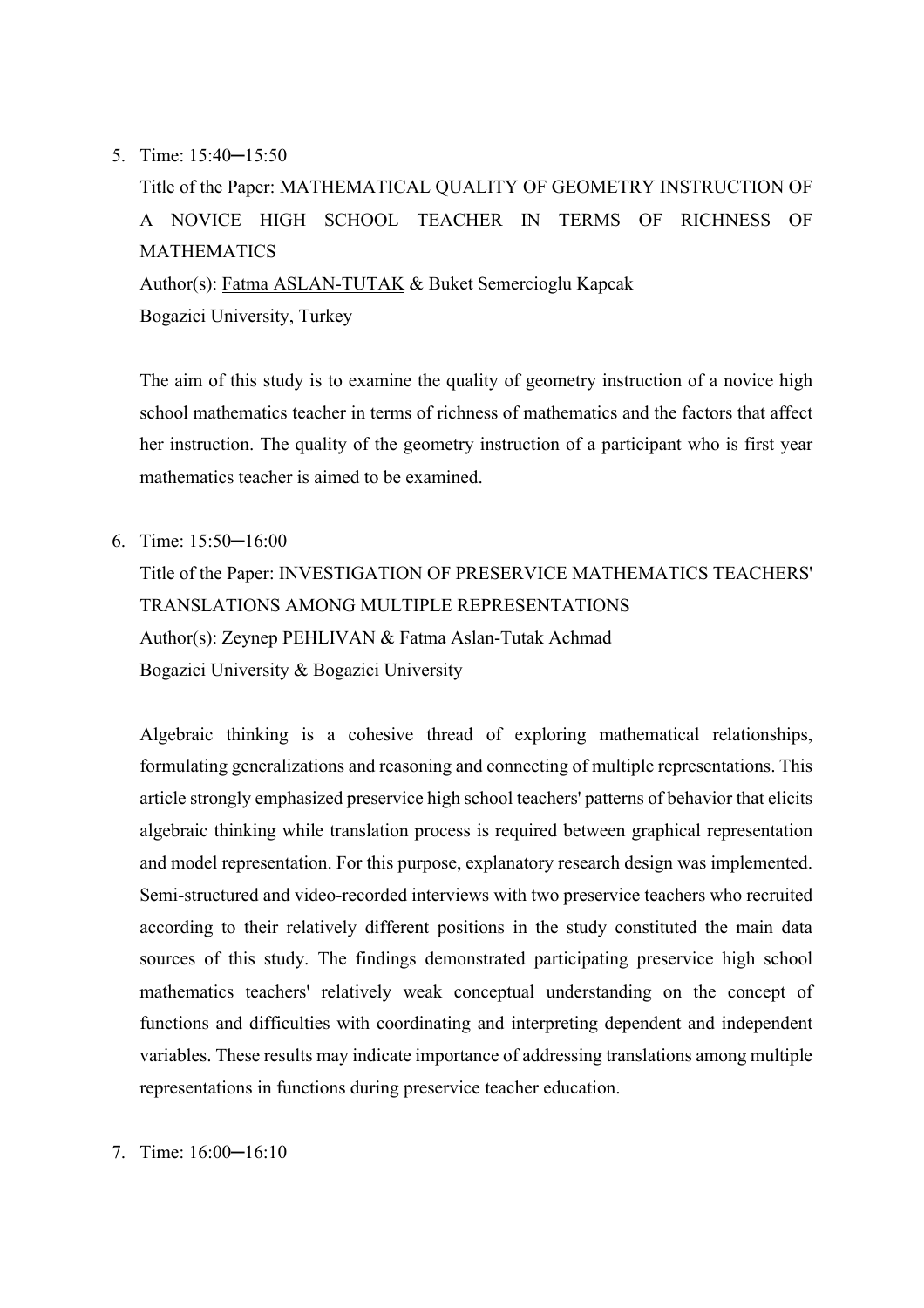5. Time: 15:40─15:50

   Title of the Paper: MATHEMATICAL QUALITY OF GEOMETRY INSTRUCTION OF A NOVICE HIGH SCHOOL TEACHER IN TERMS OF RICHNESS OF MATHEMATICS

   Author(s): <u>Fatma ASLAN-TUTAK</u> & Buket Semercioglu Kapcak

   Bogazici University, Turkey

   The aim of this study is to examine the quality of geometry instruction of a novice high school mathematics teacher in terms of richness of mathematics and the factors that affect her instruction. The quality of the geometry instruction of a participant who is first year mathematics teacher is aimed to be examined.

6. Time: 15:50─16:00

   Title of the Paper: INVESTIGATION OF PRESERVICE MATHEMATICS TEACHERS' TRANSLATIONS AMONG MULTIPLE REPRESENTATIONS

   Author(s): Zeynep PEHLIVAN & Fatma Aslan-Tutak Achmad

   Bogazici University & Bogazici University

   Algebraic thinking is a cohesive thread of exploring mathematical relationships, formulating generalizations and reasoning and connecting of multiple representations. This article strongly emphasized preservice high school teachers' patterns of behavior that elicits algebraic thinking while translation process is required between graphical representation and model representation. For this purpose, explanatory research design was implemented. Semi-structured and video-recorded interviews with two preservice teachers who recruited according to their relatively different positions in the study constituted the main data sources of this study. The findings demonstrated participating preservice high school mathematics teachers' relatively weak conceptual understanding on the concept of functions and difficulties with coordinating and interpreting dependent and independent variables. These results may indicate importance of addressing translations among multiple representations in functions during preservice teacher education.

7. Time: 16:00─16:10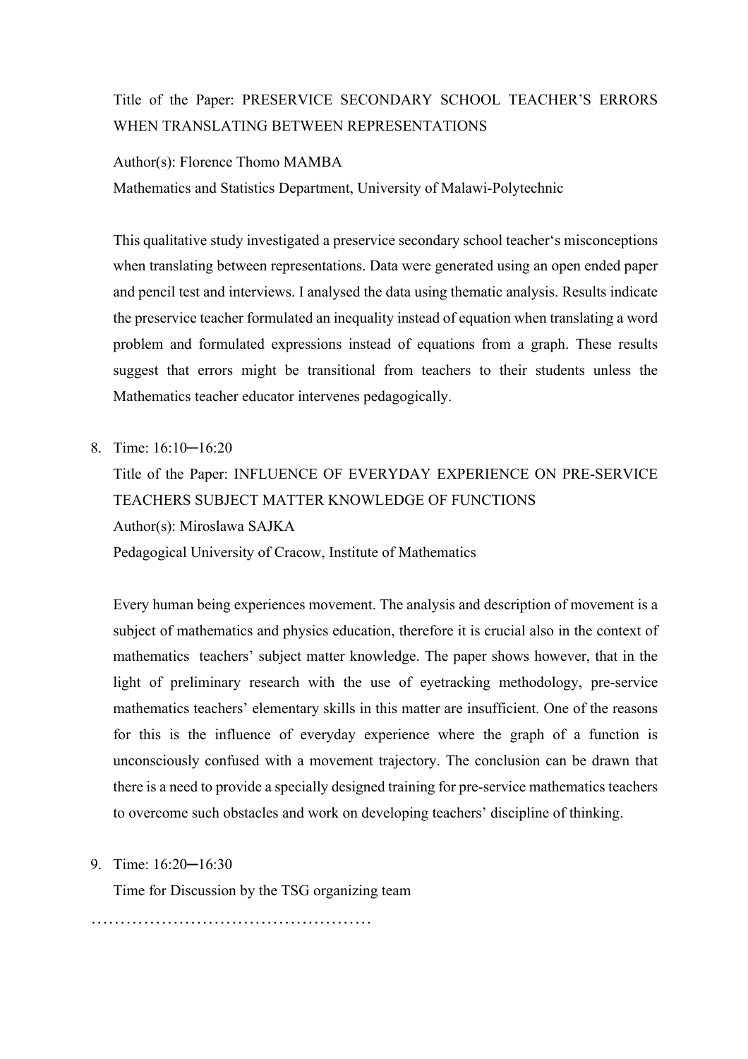Title of the Paper: PRESERVICE SECONDARY SCHOOL TEACHER'S ERRORS WHEN TRANSLATING BETWEEN REPRESENTATIONS

Author(s): Florence Thomo MAMBA

Mathematics and Statistics Department, University of Malawi-Polytechnic

This qualitative study investigated a preservice secondary school teacher's misconceptions when translating between representations. Data were generated using an open ended paper and pencil test and interviews. I analysed the data using thematic analysis. Results indicate the preservice teacher formulated an inequality instead of equation when translating a word problem and formulated expressions instead of equations from a graph. These results suggest that errors might be transitional from teachers to their students unless the Mathematics teacher educator intervenes pedagogically.

8. Time: 16:10─16:20

   Title of the Paper: INFLUENCE OF EVERYDAY EXPERIENCE ON PRE-SERVICE TEACHERS SUBJECT MATTER KNOWLEDGE OF FUNCTIONS

   Author(s): Miroslawa SAJKA

   Pedagogical University of Cracow, Institute of Mathematics

   Every human being experiences movement. The analysis and description of movement is a subject of mathematics and physics education, therefore it is crucial also in the context of mathematics teachers' subject matter knowledge. The paper shows however, that in the light of preliminary research with the use of eyetracking methodology, pre-service mathematics teachers' elementary skills in this matter are insufficient. One of the reasons for this is the influence of everyday experience where the graph of a function is unconsciously confused with a movement trajectory. The conclusion can be drawn that there is a need to provide a specially designed training for pre-service mathematics teachers to overcome such obstacles and work on developing teachers' discipline of thinking.

9. Time: 16:20─16:30

   Time for Discussion by the TSG organizing team

…………………………………………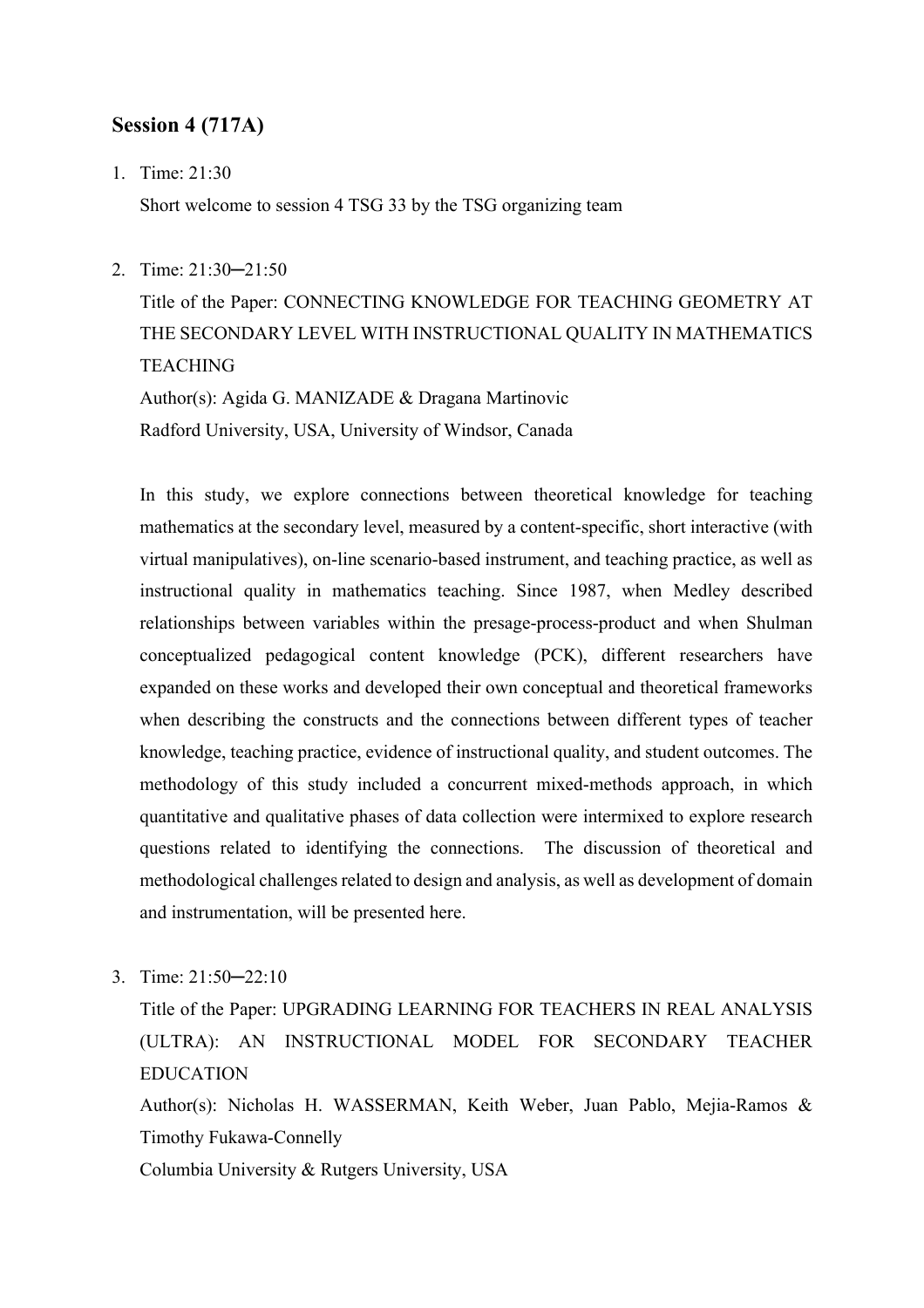## Session 4 (717A)

1. Time: 21:30

   Short welcome to session 4 TSG 33 by the TSG organizing team

2. Time: 21:30─21:50

   Title of the Paper: CONNECTING KNOWLEDGE FOR TEACHING GEOMETRY AT THE SECONDARY LEVEL WITH INSTRUCTIONAL QUALITY IN MATHEMATICS TEACHING

   Author(s): Agida G. MANIZADE & Dragana Martinovic

   Radford University, USA, University of Windsor, Canada

   In this study, we explore connections between theoretical knowledge for teaching mathematics at the secondary level, measured by a content-specific, short interactive (with virtual manipulatives), on-line scenario-based instrument, and teaching practice, as well as instructional quality in mathematics teaching. Since 1987, when Medley described relationships between variables within the presage-process-product and when Shulman conceptualized pedagogical content knowledge (PCK), different researchers have expanded on these works and developed their own conceptual and theoretical frameworks when describing the constructs and the connections between different types of teacher knowledge, teaching practice, evidence of instructional quality, and student outcomes. The methodology of this study included a concurrent mixed-methods approach, in which quantitative and qualitative phases of data collection were intermixed to explore research questions related to identifying the connections. The discussion of theoretical and methodological challenges related to design and analysis, as well as development of domain and instrumentation, will be presented here.

3. Time: 21:50─22:10

   Title of the Paper: UPGRADING LEARNING FOR TEACHERS IN REAL ANALYSIS (ULTRA): AN INSTRUCTIONAL MODEL FOR SECONDARY TEACHER EDUCATION

   Author(s): Nicholas H. WASSERMAN, Keith Weber, Juan Pablo, Mejia-Ramos & Timothy Fukawa-Connelly

   Columbia University & Rutgers University, USA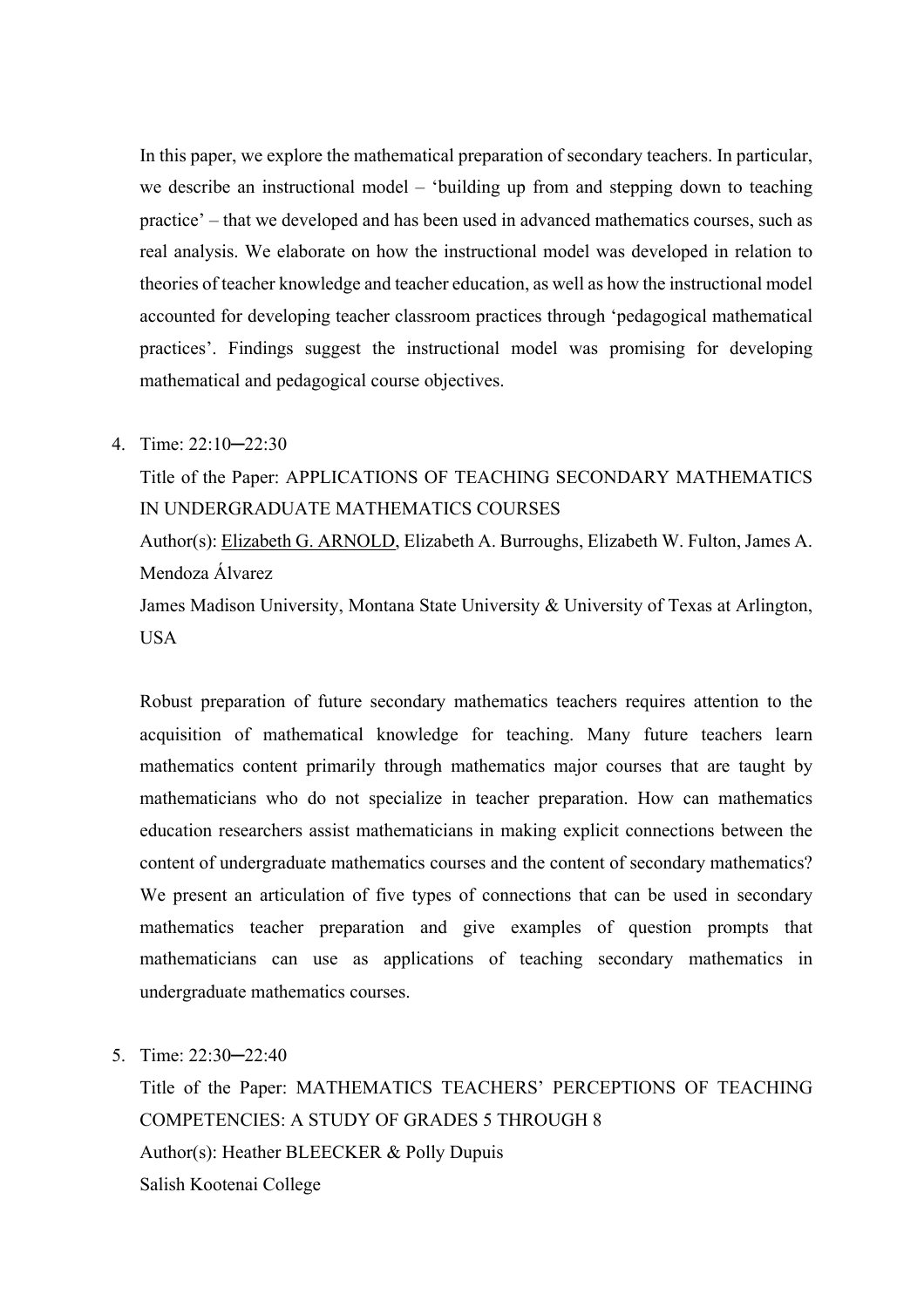In this paper, we explore the mathematical preparation of secondary teachers. In particular, we describe an instructional model – 'building up from and stepping down to teaching practice' – that we developed and has been used in advanced mathematics courses, such as real analysis. We elaborate on how the instructional model was developed in relation to theories of teacher knowledge and teacher education, as well as how the instructional model accounted for developing teacher classroom practices through 'pedagogical mathematical practices'. Findings suggest the instructional model was promising for developing mathematical and pedagogical course objectives.

4. Time: 22:10─22:30

   Title of the Paper: APPLICATIONS OF TEACHING SECONDARY MATHEMATICS IN UNDERGRADUATE MATHEMATICS COURSES

   Author(s): <u>Elizabeth G. ARNOLD</u>, Elizabeth A. Burroughs, Elizabeth W. Fulton, James A. Mendoza Álvarez

   James Madison University, Montana State University & University of Texas at Arlington, USA

   Robust preparation of future secondary mathematics teachers requires attention to the acquisition of mathematical knowledge for teaching. Many future teachers learn mathematics content primarily through mathematics major courses that are taught by mathematicians who do not specialize in teacher preparation. How can mathematics education researchers assist mathematicians in making explicit connections between the content of undergraduate mathematics courses and the content of secondary mathematics? We present an articulation of five types of connections that can be used in secondary mathematics teacher preparation and give examples of question prompts that mathematicians can use as applications of teaching secondary mathematics in undergraduate mathematics courses.

5. Time: 22:30─22:40

   Title of the Paper: MATHEMATICS TEACHERS' PERCEPTIONS OF TEACHING COMPETENCIES: A STUDY OF GRADES 5 THROUGH 8

   Author(s): Heather BLEECKER & Polly Dupuis

   Salish Kootenai College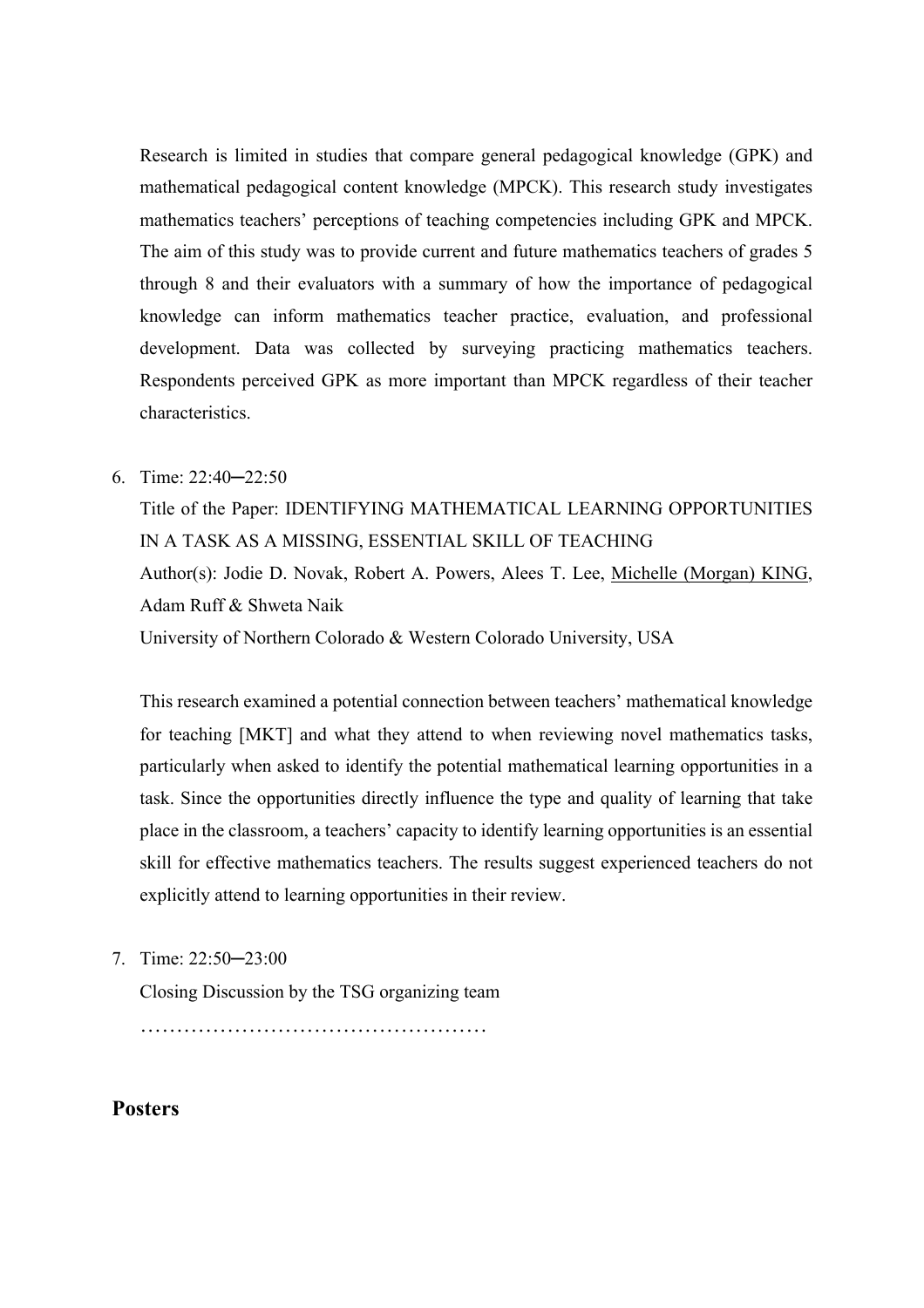Research is limited in studies that compare general pedagogical knowledge (GPK) and mathematical pedagogical content knowledge (MPCK). This research study investigates mathematics teachers' perceptions of teaching competencies including GPK and MPCK. The aim of this study was to provide current and future mathematics teachers of grades 5 through 8 and their evaluators with a summary of how the importance of pedagogical knowledge can inform mathematics teacher practice, evaluation, and professional development. Data was collected by surveying practicing mathematics teachers. Respondents perceived GPK as more important than MPCK regardless of their teacher characteristics.

6. Time: 22:40─22:50

   Title of the Paper: IDENTIFYING MATHEMATICAL LEARNING OPPORTUNITIES IN A TASK AS A MISSING, ESSENTIAL SKILL OF TEACHING

   Author(s): Jodie D. Novak, Robert A. Powers, Alees T. Lee, <u>Michelle (Morgan) KING</u>, Adam Ruff & Shweta Naik

   University of Northern Colorado & Western Colorado University, USA

   This research examined a potential connection between teachers' mathematical knowledge for teaching [MKT] and what they attend to when reviewing novel mathematics tasks, particularly when asked to identify the potential mathematical learning opportunities in a task. Since the opportunities directly influence the type and quality of learning that take place in the classroom, a teachers' capacity to identify learning opportunities is an essential skill for effective mathematics teachers. The results suggest experienced teachers do not explicitly attend to learning opportunities in their review.

7. Time: 22:50─23:00

   Closing Discussion by the TSG organizing team

   …………………………………………

## Posters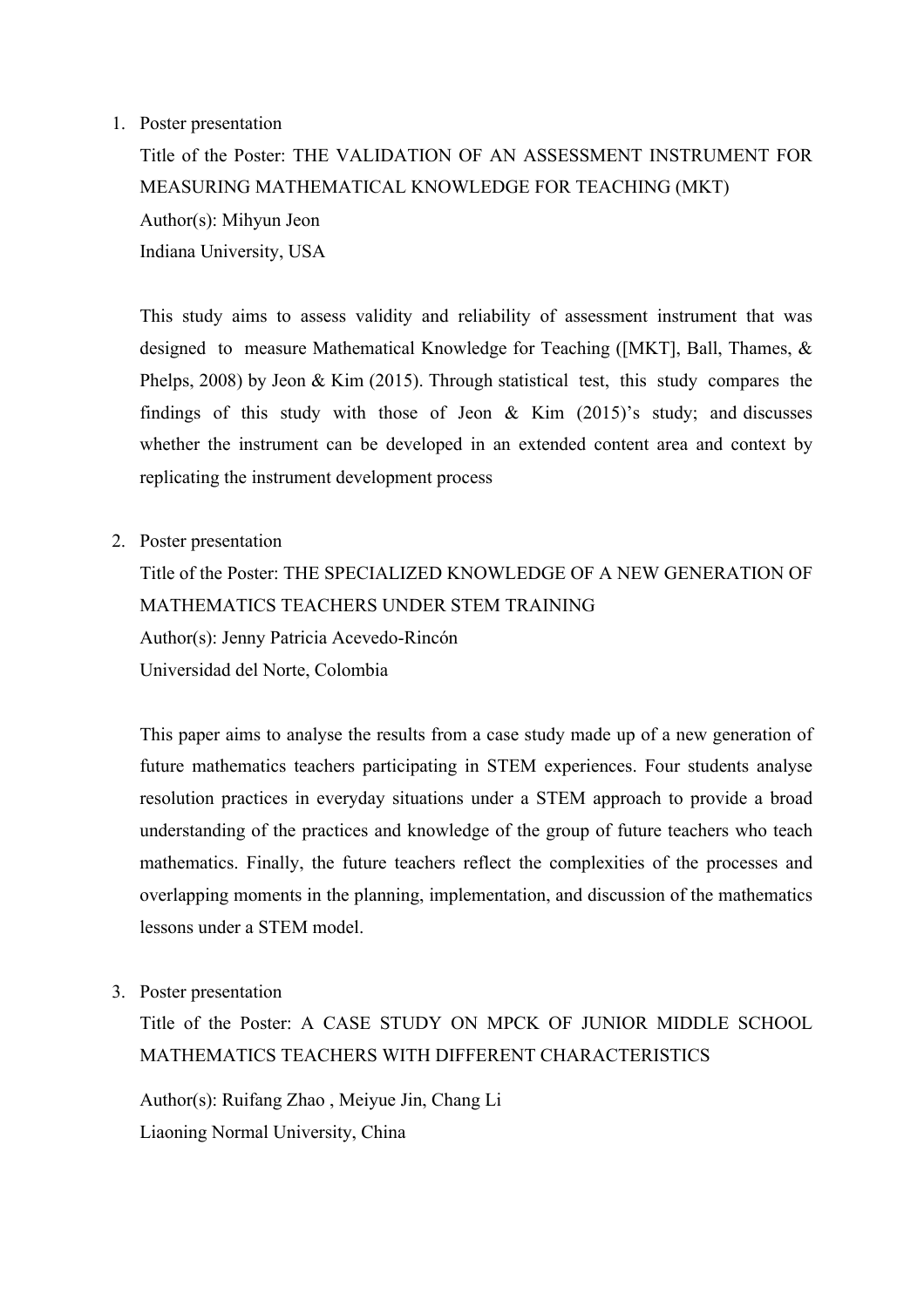1. Poster presentation

   Title of the Poster: THE VALIDATION OF AN ASSESSMENT INSTRUMENT FOR MEASURING MATHEMATICAL KNOWLEDGE FOR TEACHING (MKT)

   Author(s): Mihyun Jeon

   Indiana University, USA

   This study aims to assess validity and reliability of assessment instrument that was designed to measure Mathematical Knowledge for Teaching ([MKT], Ball, Thames, & Phelps, 2008) by Jeon & Kim (2015). Through statistical test, this study compares the findings of this study with those of Jeon & Kim (2015)'s study; and discusses whether the instrument can be developed in an extended content area and context by replicating the instrument development process

2. Poster presentation

   Title of the Poster: THE SPECIALIZED KNOWLEDGE OF A NEW GENERATION OF MATHEMATICS TEACHERS UNDER STEM TRAINING

   Author(s): Jenny Patricia Acevedo-Rincón

   Universidad del Norte, Colombia

   This paper aims to analyse the results from a case study made up of a new generation of future mathematics teachers participating in STEM experiences. Four students analyse resolution practices in everyday situations under a STEM approach to provide a broad understanding of the practices and knowledge of the group of future teachers who teach mathematics. Finally, the future teachers reflect the complexities of the processes and overlapping moments in the planning, implementation, and discussion of the mathematics lessons under a STEM model.

3. Poster presentation

   Title of the Poster: A CASE STUDY ON MPCK OF JUNIOR MIDDLE SCHOOL MATHEMATICS TEACHERS WITH DIFFERENT CHARACTERISTICS

   Author(s): Ruifang Zhao , Meiyue Jin, Chang Li

   Liaoning Normal University, China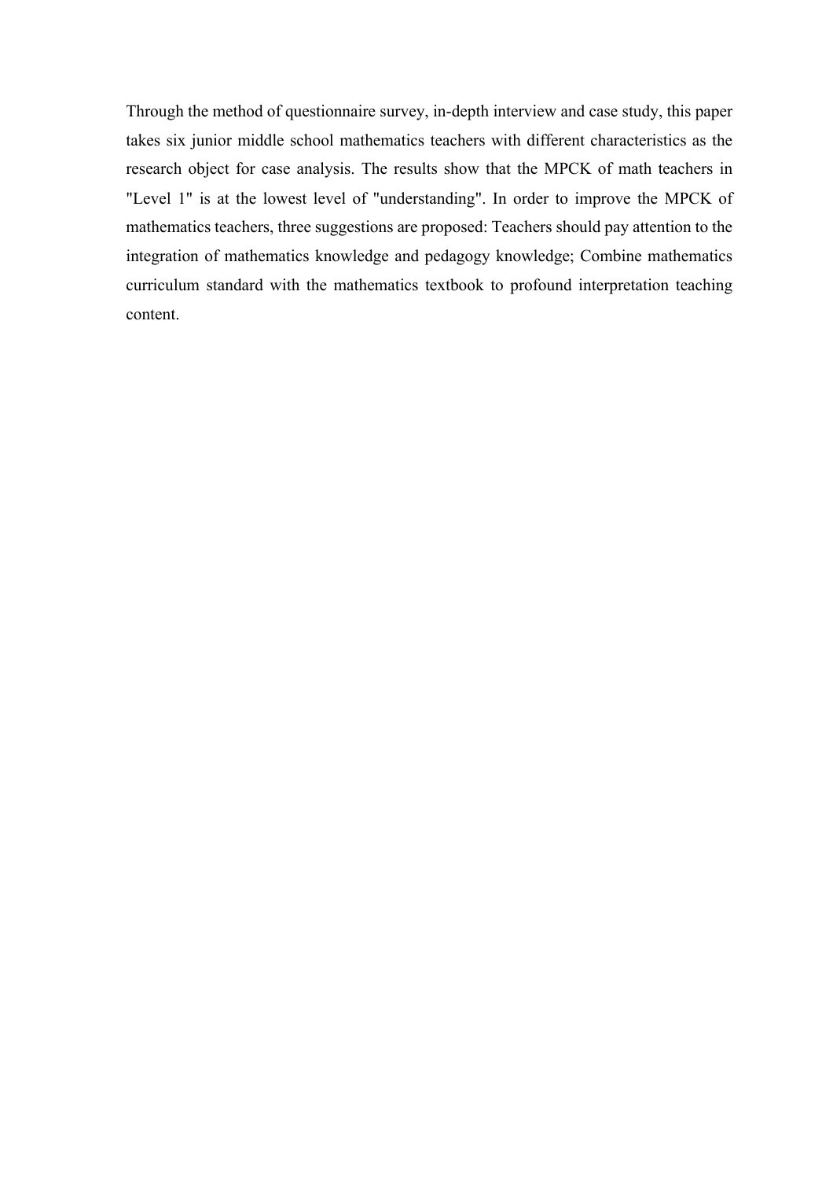Through the method of questionnaire survey, in-depth interview and case study, this paper takes six junior middle school mathematics teachers with different characteristics as the research object for case analysis. The results show that the MPCK of math teachers in "Level 1" is at the lowest level of "understanding". In order to improve the MPCK of mathematics teachers, three suggestions are proposed: Teachers should pay attention to the integration of mathematics knowledge and pedagogy knowledge; Combine mathematics curriculum standard with the mathematics textbook to profound interpretation teaching content.